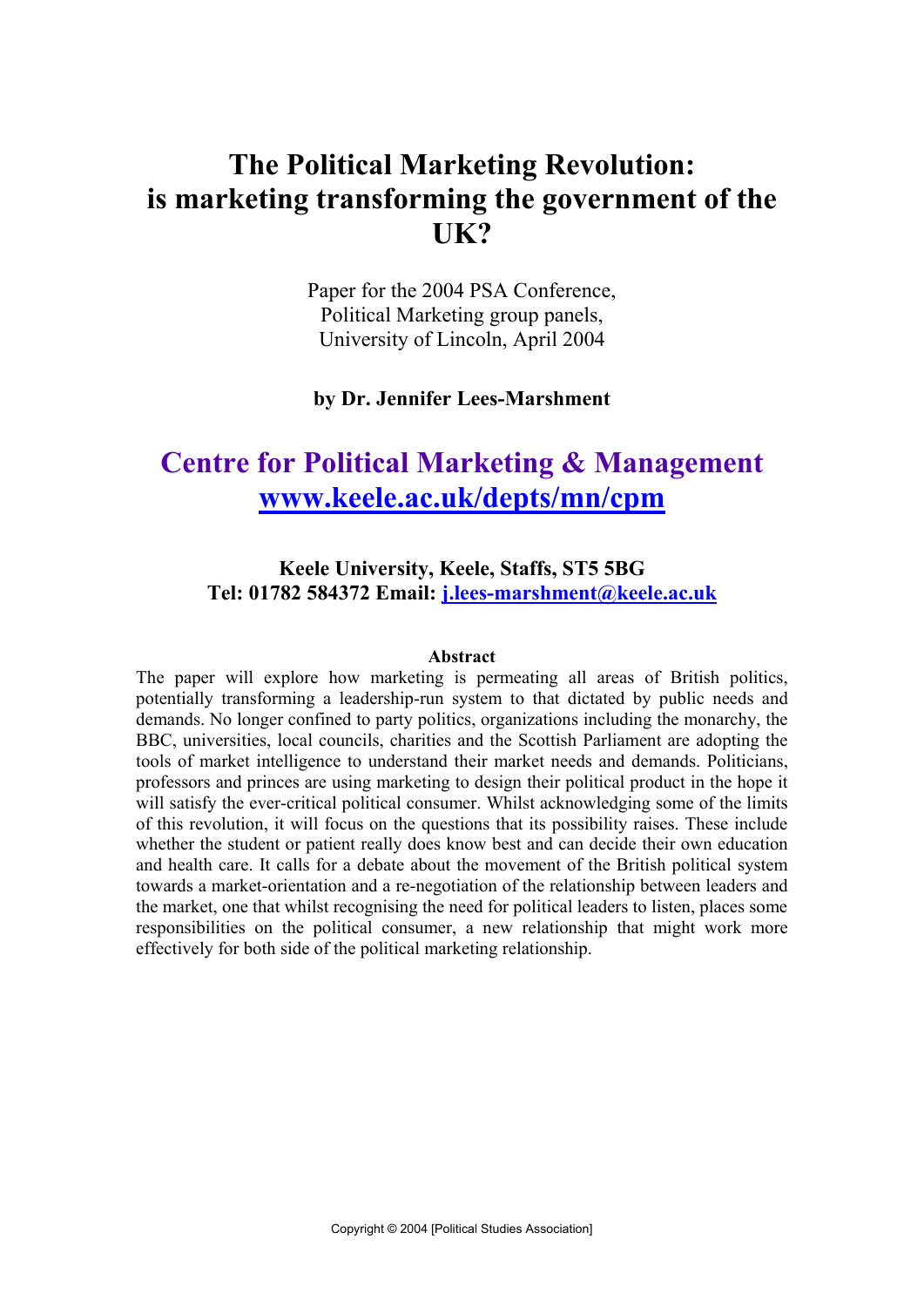# The Political Marketing Revolution: is marketing transforming the government of the UK?

Paper for the 2004 PSA Conference,
Political Marketing group panels,
University of Lincoln, April 2004

**by Dr. Jennifer Lees-Marshment**

## Centre for Political Marketing & Management
## [www.keele.ac.uk/depts/mn/cpm](http://www.keele.ac.uk/depts/mn/cpm)

**Keele University, Keele, Staffs, ST5 5BG**
**Tel: 01782 584372 Email: [j.lees-marshment@keele.ac.uk](mailto:j.lees-marshment@keele.ac.uk)**

**Abstract**

The paper will explore how marketing is permeating all areas of British politics, potentially transforming a leadership-run system to that dictated by public needs and demands. No longer confined to party politics, organizations including the monarchy, the BBC, universities, local councils, charities and the Scottish Parliament are adopting the tools of market intelligence to understand their market needs and demands. Politicians, professors and princes are using marketing to design their political product in the hope it will satisfy the ever-critical political consumer. Whilst acknowledging some of the limits of this revolution, it will focus on the questions that its possibility raises. These include whether the student or patient really does know best and can decide their own education and health care. It calls for a debate about the movement of the British political system towards a market-orientation and a re-negotiation of the relationship between leaders and the market, one that whilst recognising the need for political leaders to listen, places some responsibilities on the political consumer, a new relationship that might work more effectively for both side of the political marketing relationship.

Copyright © 2004 [Political Studies Association]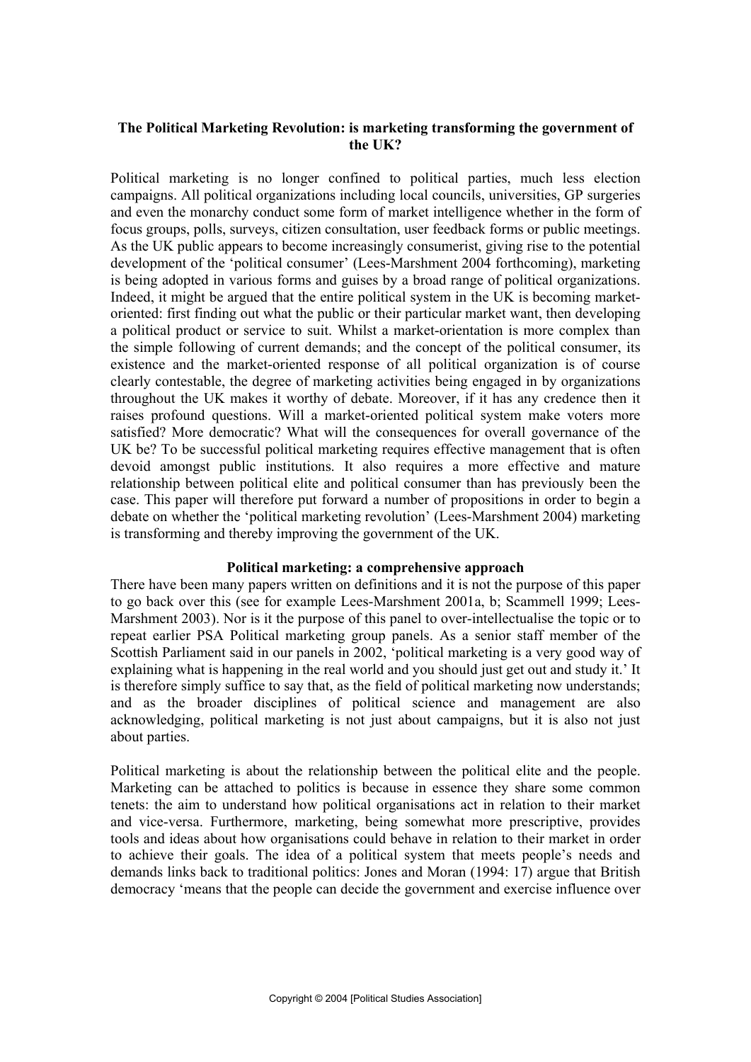**The Political Marketing Revolution: is marketing transforming the government of the UK?**

Political marketing is no longer confined to political parties, much less election campaigns. All political organizations including local councils, universities, GP surgeries and even the monarchy conduct some form of market intelligence whether in the form of focus groups, polls, surveys, citizen consultation, user feedback forms or public meetings. As the UK public appears to become increasingly consumerist, giving rise to the potential development of the 'political consumer' (Lees-Marshment 2004 forthcoming), marketing is being adopted in various forms and guises by a broad range of political organizations. Indeed, it might be argued that the entire political system in the UK is becoming market-oriented: first finding out what the public or their particular market want, then developing a political product or service to suit. Whilst a market-orientation is more complex than the simple following of current demands; and the concept of the political consumer, its existence and the market-oriented response of all political organization is of course clearly contestable, the degree of marketing activities being engaged in by organizations throughout the UK makes it worthy of debate. Moreover, if it has any credence then it raises profound questions. Will a market-oriented political system make voters more satisfied? More democratic? What will the consequences for overall governance of the UK be? To be successful political marketing requires effective management that is often devoid amongst public institutions. It also requires a more effective and mature relationship between political elite and political consumer than has previously been the case. This paper will therefore put forward a number of propositions in order to begin a debate on whether the 'political marketing revolution' (Lees-Marshment 2004) marketing is transforming and thereby improving the government of the UK.

**Political marketing: a comprehensive approach**

There have been many papers written on definitions and it is not the purpose of this paper to go back over this (see for example Lees-Marshment 2001a, b; Scammell 1999; Lees-Marshment 2003). Nor is it the purpose of this panel to over-intellectualise the topic or to repeat earlier PSA Political marketing group panels. As a senior staff member of the Scottish Parliament said in our panels in 2002, 'political marketing is a very good way of explaining what is happening in the real world and you should just get out and study it.' It is therefore simply suffice to say that, as the field of political marketing now understands; and as the broader disciplines of political science and management are also acknowledging, political marketing is not just about campaigns, but it is also not just about parties.

Political marketing is about the relationship between the political elite and the people. Marketing can be attached to politics is because in essence they share some common tenets: the aim to understand how political organisations act in relation to their market and vice-versa. Furthermore, marketing, being somewhat more prescriptive, provides tools and ideas about how organisations could behave in relation to their market in order to achieve their goals. The idea of a political system that meets people's needs and demands links back to traditional politics: Jones and Moran (1994: 17) argue that British democracy 'means that the people can decide the government and exercise influence over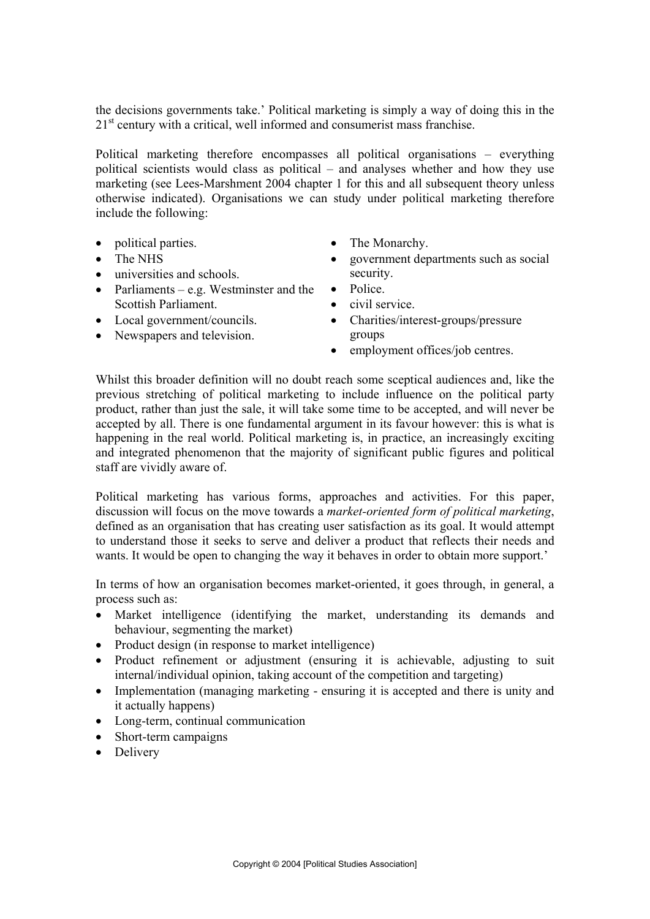the decisions governments take.' Political marketing is simply a way of doing this in the 21st century with a critical, well informed and consumerist mass franchise.

Political marketing therefore encompasses all political organisations – everything political scientists would class as political – and analyses whether and how they use marketing (see Lees-Marshment 2004 chapter 1 for this and all subsequent theory unless otherwise indicated). Organisations we can study under political marketing therefore include the following:

- political parties.
- The NHS
- universities and schools.
- Parliaments – e.g. Westminster and the Scottish Parliament.
- Local government/councils.
- Newspapers and television.
- The Monarchy.
- government departments such as social security.
- Police.
- civil service.
- Charities/interest-groups/pressure groups
- employment offices/job centres.

Whilst this broader definition will no doubt reach some sceptical audiences and, like the previous stretching of political marketing to include influence on the political party product, rather than just the sale, it will take some time to be accepted, and will never be accepted by all. There is one fundamental argument in its favour however: this is what is happening in the real world. Political marketing is, in practice, an increasingly exciting and integrated phenomenon that the majority of significant public figures and political staff are vividly aware of.

Political marketing has various forms, approaches and activities. For this paper, discussion will focus on the move towards a *market-oriented form of political marketing*, defined as an organisation that has creating user satisfaction as its goal. It would attempt to understand those it seeks to serve and deliver a product that reflects their needs and wants. It would be open to changing the way it behaves in order to obtain more support.'

In terms of how an organisation becomes market-oriented, it goes through, in general, a process such as:

- Market intelligence (identifying the market, understanding its demands and behaviour, segmenting the market)
- Product design (in response to market intelligence)
- Product refinement or adjustment (ensuring it is achievable, adjusting to suit internal/individual opinion, taking account of the competition and targeting)
- Implementation (managing marketing - ensuring it is accepted and there is unity and it actually happens)
- Long-term, continual communication
- Short-term campaigns
- Delivery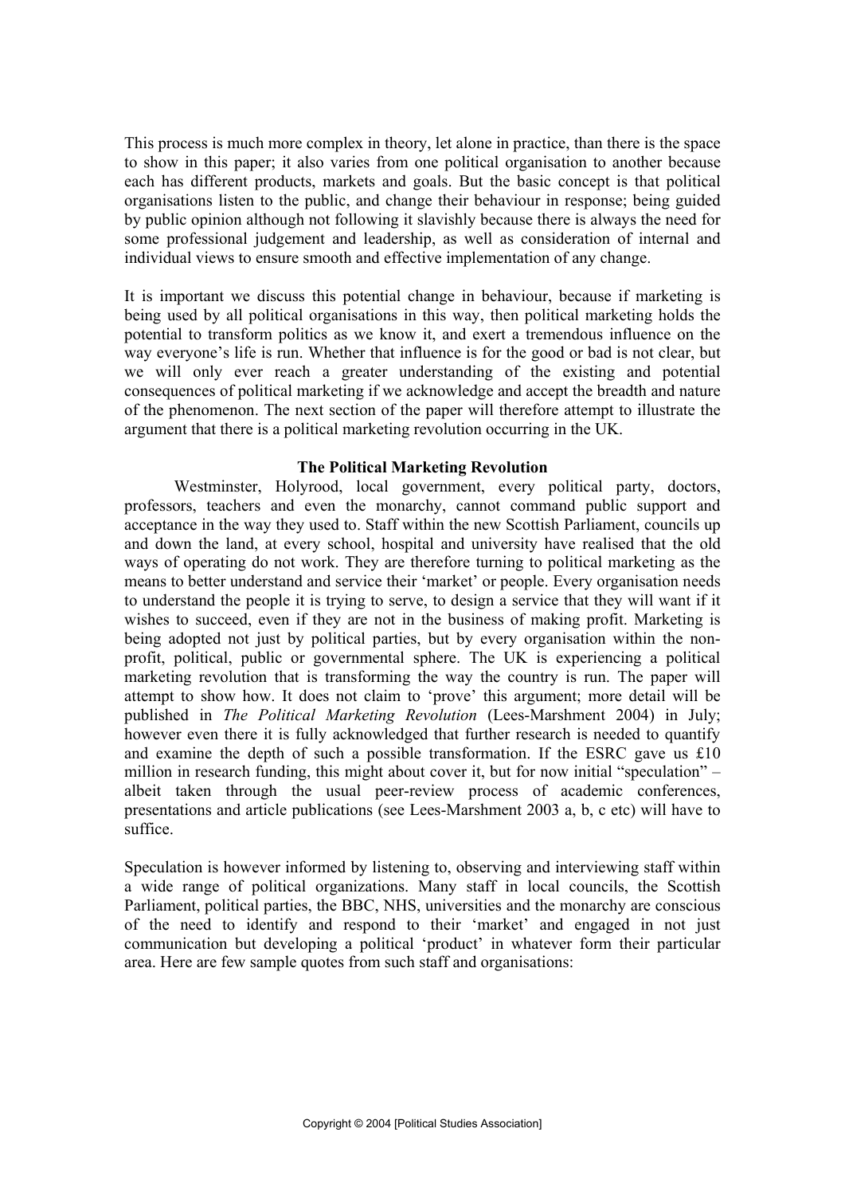This process is much more complex in theory, let alone in practice, than there is the space to show in this paper; it also varies from one political organisation to another because each has different products, markets and goals. But the basic concept is that political organisations listen to the public, and change their behaviour in response; being guided by public opinion although not following it slavishly because there is always the need for some professional judgement and leadership, as well as consideration of internal and individual views to ensure smooth and effective implementation of any change.

It is important we discuss this potential change in behaviour, because if marketing is being used by all political organisations in this way, then political marketing holds the potential to transform politics as we know it, and exert a tremendous influence on the way everyone's life is run. Whether that influence is for the good or bad is not clear, but we will only ever reach a greater understanding of the existing and potential consequences of political marketing if we acknowledge and accept the breadth and nature of the phenomenon. The next section of the paper will therefore attempt to illustrate the argument that there is a political marketing revolution occurring in the UK.

## The Political Marketing Revolution

Westminster, Holyrood, local government, every political party, doctors, professors, teachers and even the monarchy, cannot command public support and acceptance in the way they used to. Staff within the new Scottish Parliament, councils up and down the land, at every school, hospital and university have realised that the old ways of operating do not work. They are therefore turning to political marketing as the means to better understand and service their 'market' or people. Every organisation needs to understand the people it is trying to serve, to design a service that they will want if it wishes to succeed, even if they are not in the business of making profit. Marketing is being adopted not just by political parties, but by every organisation within the non-profit, political, public or governmental sphere. The UK is experiencing a political marketing revolution that is transforming the way the country is run. The paper will attempt to show how. It does not claim to 'prove' this argument; more detail will be published in *The Political Marketing Revolution* (Lees-Marshment 2004) in July; however even there it is fully acknowledged that further research is needed to quantify and examine the depth of such a possible transformation. If the ESRC gave us £10 million in research funding, this might about cover it, but for now initial "speculation" – albeit taken through the usual peer-review process of academic conferences, presentations and article publications (see Lees-Marshment 2003 a, b, c etc) will have to suffice.

Speculation is however informed by listening to, observing and interviewing staff within a wide range of political organizations. Many staff in local councils, the Scottish Parliament, political parties, the BBC, NHS, universities and the monarchy are conscious of the need to identify and respond to their 'market' and engaged in not just communication but developing a political 'product' in whatever form their particular area. Here are few sample quotes from such staff and organisations: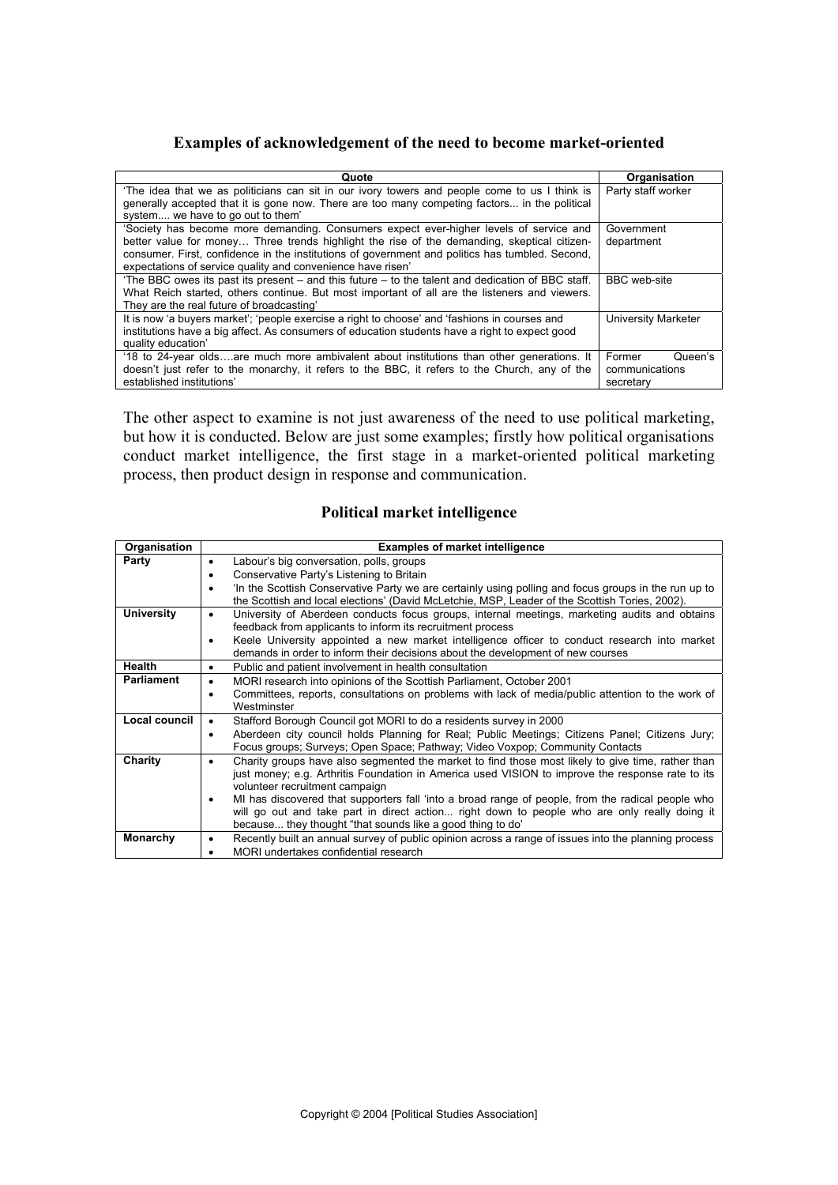### Examples of acknowledgement of the need to become market-oriented

| Quote | Organisation |
|---|---|
| 'The idea that we as politicians can sit in our ivory towers and people come to us I think is generally accepted that it is gone now. There are too many competing factors... in the political system.... we have to go out to them' | Party staff worker |
| 'Society has become more demanding. Consumers expect ever-higher levels of service and better value for money… Three trends highlight the rise of the demanding, skeptical citizen-consumer. First, confidence in the institutions of government and politics has tumbled. Second, expectations of service quality and convenience have risen' | Government department |
| 'The BBC owes its past its present – and this future – to the talent and dedication of BBC staff. What Reich started, others continue. But most important of all are the listeners and viewers. They are the real future of broadcasting' | BBC web-site |
| It is now 'a buyers market'; 'people exercise a right to choose' and 'fashions in courses and institutions have a big affect. As consumers of education students have a right to expect good quality education' | University Marketer |
| '18 to 24-year olds….are much more ambivalent about institutions than other generations. It doesn't just refer to the monarchy, it refers to the BBC, it refers to the Church, any of the established institutions' | Former Queen's communications secretary |

The other aspect to examine is not just awareness of the need to use political marketing, but how it is conducted. Below are just some examples; firstly how political organisations conduct market intelligence, the first stage in a market-oriented political marketing process, then product design in response and communication.

### Political market intelligence

| Organisation | Examples of market intelligence |
|---|---|
| **Party** | • Labour's big conversation, polls, groups<br>• Conservative Party's Listening to Britain<br>• 'In the Scottish Conservative Party we are certainly using polling and focus groups in the run up to the Scottish and local elections' (David McLetchie, MSP, Leader of the Scottish Tories, 2002). |
| **University** | • University of Aberdeen conducts focus groups, internal meetings, marketing audits and obtains feedback from applicants to inform its recruitment process<br>• Keele University appointed a new market intelligence officer to conduct research into market demands in order to inform their decisions about the development of new courses |
| **Health** | • Public and patient involvement in health consultation |
| **Parliament** | • MORI research into opinions of the Scottish Parliament, October 2001<br>• Committees, reports, consultations on problems with lack of media/public attention to the work of Westminster |
| **Local council** | • Stafford Borough Council got MORI to do a residents survey in 2000<br>• Aberdeen city council holds Planning for Real; Public Meetings; Citizens Panel; Citizens Jury; Focus groups; Surveys; Open Space; Pathway; Video Voxpop; Community Contacts |
| **Charity** | • Charity groups have also segmented the market to find those most likely to give time, rather than just money; e.g. Arthritis Foundation in America used VISION to improve the response rate to its volunteer recruitment campaign<br>• MI has discovered that supporters fall 'into a broad range of people, from the radical people who will go out and take part in direct action... right down to people who are only really doing it because... they thought "that sounds like a good thing to do' |
| **Monarchy** | • Recently built an annual survey of public opinion across a range of issues into the planning process<br>• MORI undertakes confidential research |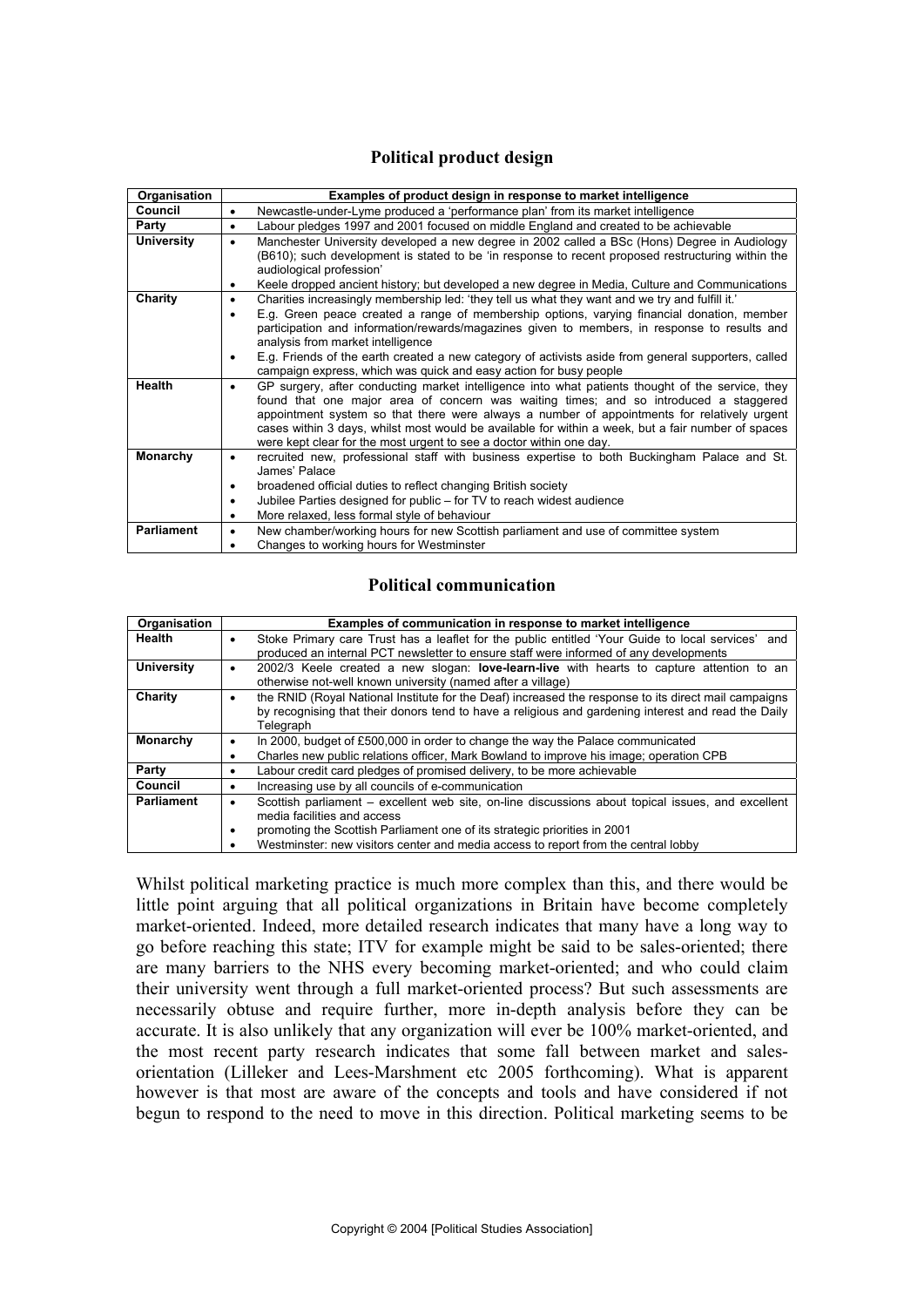## Political product design

| Organisation | Examples of product design in response to market intelligence |
|---|---|
| **Council** | • Newcastle-under-Lyme produced a 'performance plan' from its market intelligence |
| **Party** | • Labour pledges 1997 and 2001 focused on middle England and created to be achievable |
| **University** | • Manchester University developed a new degree in 2002 called a BSc (Hons) Degree in Audiology (B610); such development is stated to be 'in response to recent proposed restructuring within the audiological profession'<br>• Keele dropped ancient history; but developed a new degree in Media, Culture and Communications |
| **Charity** | • Charities increasingly membership led: 'they tell us what they want and we try and fulfill it.'<br>• E.g. Green peace created a range of membership options, varying financial donation, member participation and information/rewards/magazines given to members, in response to results and analysis from market intelligence<br>• E.g. Friends of the earth created a new category of activists aside from general supporters, called campaign express, which was quick and easy action for busy people |
| **Health** | • GP surgery, after conducting market intelligence into what patients thought of the service, they found that one major area of concern was waiting times; and so introduced a staggered appointment system so that there were always a number of appointments for relatively urgent cases within 3 days, whilst most would be available for within a week, but a fair number of spaces were kept clear for the most urgent to see a doctor within one day. |
| **Monarchy** | • recruited new, professional staff with business expertise to both Buckingham Palace and St. James' Palace<br>• broadened official duties to reflect changing British society<br>• Jubilee Parties designed for public – for TV to reach widest audience<br>• More relaxed, less formal style of behaviour |
| **Parliament** | • New chamber/working hours for new Scottish parliament and use of committee system<br>• Changes to working hours for Westminster |

## Political communication

| Organisation | Examples of communication in response to market intelligence |
|---|---|
| **Health** | • Stoke Primary care Trust has a leaflet for the public entitled 'Your Guide to local services' and produced an internal PCT newsletter to ensure staff were informed of any developments |
| **University** | • 2002/3 Keele created a new slogan: **love-learn-live** with hearts to capture attention to an otherwise not-well known university (named after a village) |
| **Charity** | • the RNID (Royal National Institute for the Deaf) increased the response to its direct mail campaigns by recognising that their donors tend to have a religious and gardening interest and read the Daily Telegraph |
| **Monarchy** | • In 2000, budget of £500,000 in order to change the way the Palace communicated<br>• Charles new public relations officer, Mark Bowland to improve his image; operation CPB |
| **Party** | • Labour credit card pledges of promised delivery, to be more achievable |
| **Council** | • Increasing use by all councils of e-communication |
| **Parliament** | • Scottish parliament – excellent web site, on-line discussions about topical issues, and excellent media facilities and access<br>• promoting the Scottish Parliament one of its strategic priorities in 2001<br>• Westminster: new visitors center and media access to report from the central lobby |

Whilst political marketing practice is much more complex than this, and there would be little point arguing that all political organizations in Britain have become completely market-oriented. Indeed, more detailed research indicates that many have a long way to go before reaching this state; ITV for example might be said to be sales-oriented; there are many barriers to the NHS every becoming market-oriented; and who could claim their university went through a full market-oriented process? But such assessments are necessarily obtuse and require further, more in-depth analysis before they can be accurate. It is also unlikely that any organization will ever be 100% market-oriented, and the most recent party research indicates that some fall between market and sales-orientation (Lilleker and Lees-Marshment etc 2005 forthcoming). What is apparent however is that most are aware of the concepts and tools and have considered if not begun to respond to the need to move in this direction. Political marketing seems to be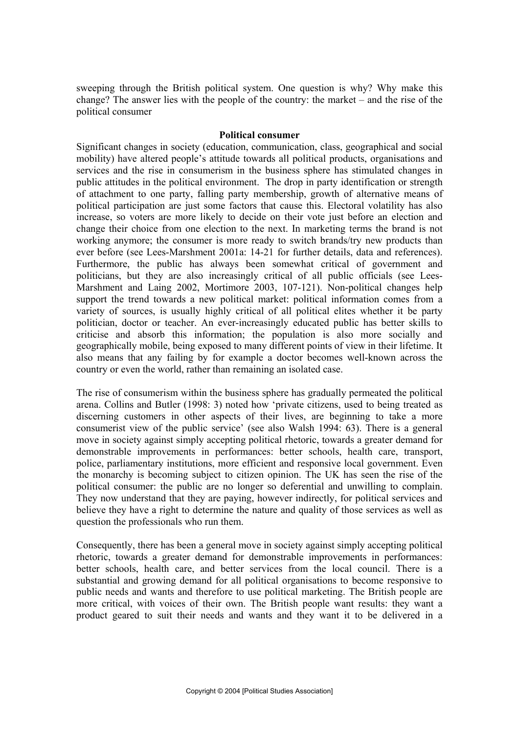sweeping through the British political system. One question is why? Why make this change? The answer lies with the people of the country: the market – and the rise of the political consumer

**Political consumer**

Significant changes in society (education, communication, class, geographical and social mobility) have altered people's attitude towards all political products, organisations and services and the rise in consumerism in the business sphere has stimulated changes in public attitudes in the political environment. The drop in party identification or strength of attachment to one party, falling party membership, growth of alternative means of political participation are just some factors that cause this. Electoral volatility has also increase, so voters are more likely to decide on their vote just before an election and change their choice from one election to the next. In marketing terms the brand is not working anymore; the consumer is more ready to switch brands/try new products than ever before (see Lees-Marshment 2001a: 14-21 for further details, data and references). Furthermore, the public has always been somewhat critical of government and politicians, but they are also increasingly critical of all public officials (see Lees-Marshment and Laing 2002, Mortimore 2003, 107-121). Non-political changes help support the trend towards a new political market: political information comes from a variety of sources, is usually highly critical of all political elites whether it be party politician, doctor or teacher. An ever-increasingly educated public has better skills to criticise and absorb this information; the population is also more socially and geographically mobile, being exposed to many different points of view in their lifetime. It also means that any failing by for example a doctor becomes well-known across the country or even the world, rather than remaining an isolated case.

The rise of consumerism within the business sphere has gradually permeated the political arena. Collins and Butler (1998: 3) noted how 'private citizens, used to being treated as discerning customers in other aspects of their lives, are beginning to take a more consumerist view of the public service' (see also Walsh 1994: 63). There is a general move in society against simply accepting political rhetoric, towards a greater demand for demonstrable improvements in performances: better schools, health care, transport, police, parliamentary institutions, more efficient and responsive local government. Even the monarchy is becoming subject to citizen opinion. The UK has seen the rise of the political consumer: the public are no longer so deferential and unwilling to complain. They now understand that they are paying, however indirectly, for political services and believe they have a right to determine the nature and quality of those services as well as question the professionals who run them.

Consequently, there has been a general move in society against simply accepting political rhetoric, towards a greater demand for demonstrable improvements in performances: better schools, health care, and better services from the local council. There is a substantial and growing demand for all political organisations to become responsive to public needs and wants and therefore to use political marketing. The British people are more critical, with voices of their own. The British people want results: they want a product geared to suit their needs and wants and they want it to be delivered in a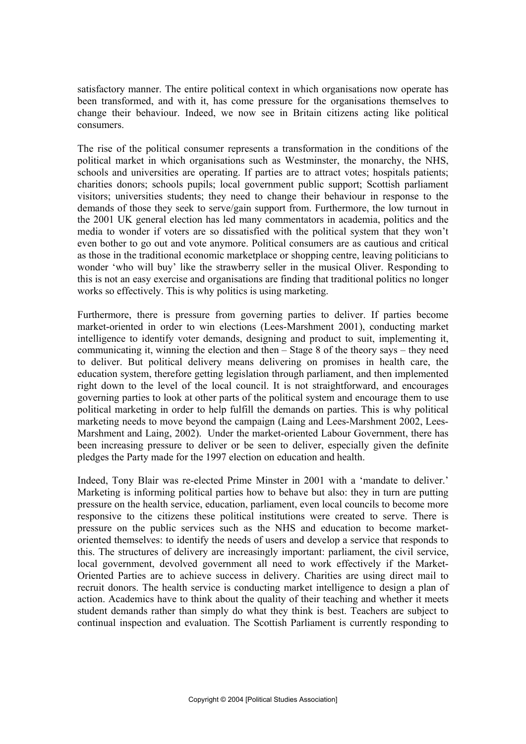satisfactory manner. The entire political context in which organisations now operate has been transformed, and with it, has come pressure for the organisations themselves to change their behaviour. Indeed, we now see in Britain citizens acting like political consumers.

The rise of the political consumer represents a transformation in the conditions of the political market in which organisations such as Westminster, the monarchy, the NHS, schools and universities are operating. If parties are to attract votes; hospitals patients; charities donors; schools pupils; local government public support; Scottish parliament visitors; universities students; they need to change their behaviour in response to the demands of those they seek to serve/gain support from. Furthermore, the low turnout in the 2001 UK general election has led many commentators in academia, politics and the media to wonder if voters are so dissatisfied with the political system that they won't even bother to go out and vote anymore. Political consumers are as cautious and critical as those in the traditional economic marketplace or shopping centre, leaving politicians to wonder 'who will buy' like the strawberry seller in the musical Oliver. Responding to this is not an easy exercise and organisations are finding that traditional politics no longer works so effectively. This is why politics is using marketing.

Furthermore, there is pressure from governing parties to deliver. If parties become market-oriented in order to win elections (Lees-Marshment 2001), conducting market intelligence to identify voter demands, designing and product to suit, implementing it, communicating it, winning the election and then – Stage 8 of the theory says – they need to deliver. But political delivery means delivering on promises in health care, the education system, therefore getting legislation through parliament, and then implemented right down to the level of the local council. It is not straightforward, and encourages governing parties to look at other parts of the political system and encourage them to use political marketing in order to help fulfill the demands on parties. This is why political marketing needs to move beyond the campaign (Laing and Lees-Marshment 2002, Lees-Marshment and Laing, 2002). Under the market-oriented Labour Government, there has been increasing pressure to deliver or be seen to deliver, especially given the definite pledges the Party made for the 1997 election on education and health.

Indeed, Tony Blair was re-elected Prime Minster in 2001 with a 'mandate to deliver.' Marketing is informing political parties how to behave but also: they in turn are putting pressure on the health service, education, parliament, even local councils to become more responsive to the citizens these political institutions were created to serve. There is pressure on the public services such as the NHS and education to become market-oriented themselves: to identify the needs of users and develop a service that responds to this. The structures of delivery are increasingly important: parliament, the civil service, local government, devolved government all need to work effectively if the Market-Oriented Parties are to achieve success in delivery. Charities are using direct mail to recruit donors. The health service is conducting market intelligence to design a plan of action. Academics have to think about the quality of their teaching and whether it meets student demands rather than simply do what they think is best. Teachers are subject to continual inspection and evaluation. The Scottish Parliament is currently responding to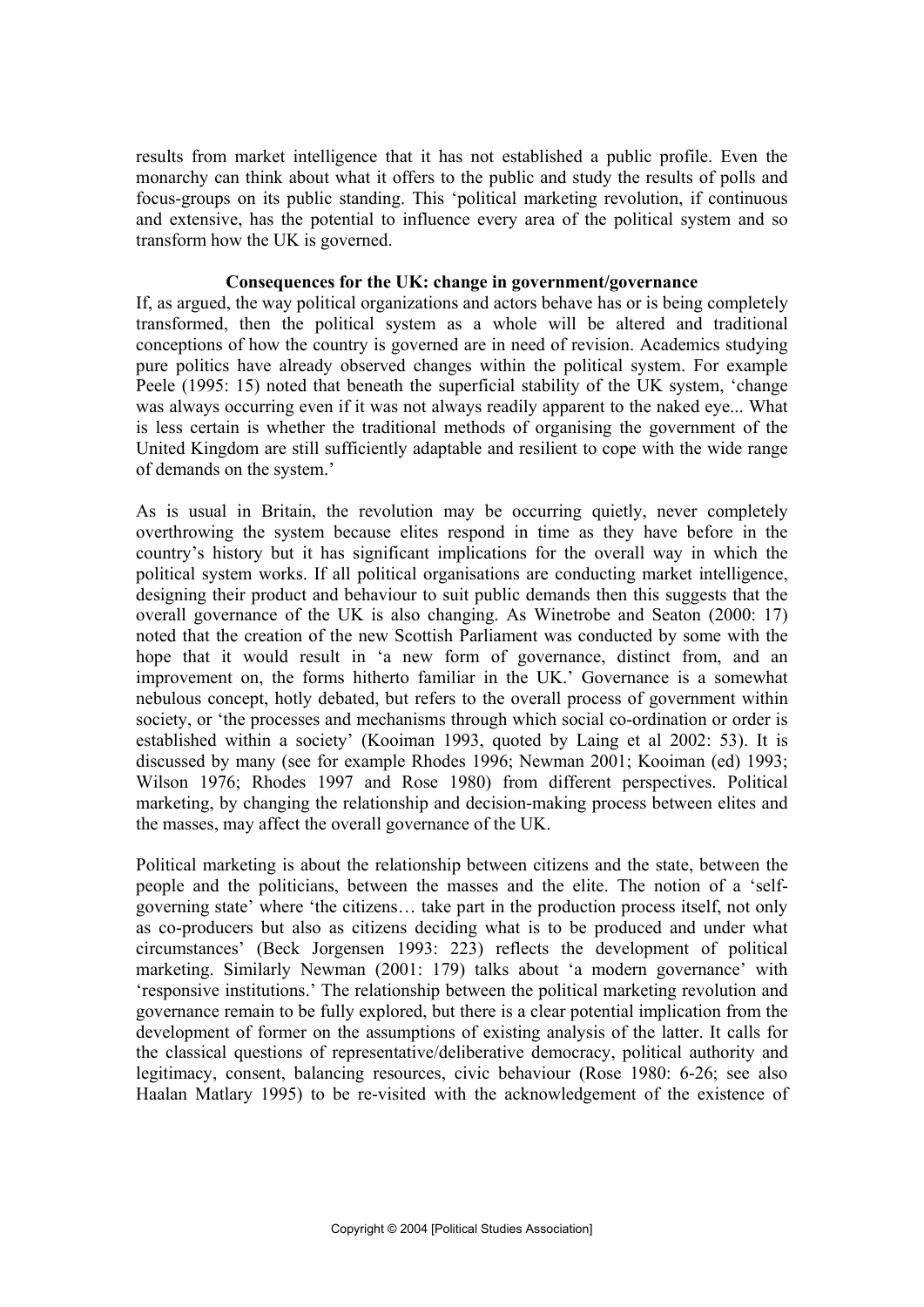results from market intelligence that it has not established a public profile. Even the monarchy can think about what it offers to the public and study the results of polls and focus-groups on its public standing. This 'political marketing revolution, if continuous and extensive, has the potential to influence every area of the political system and so transform how the UK is governed.

**Consequences for the UK: change in government/governance**

If, as argued, the way political organizations and actors behave has or is being completely transformed, then the political system as a whole will be altered and traditional conceptions of how the country is governed are in need of revision. Academics studying pure politics have already observed changes within the political system. For example Peele (1995: 15) noted that beneath the superficial stability of the UK system, 'change was always occurring even if it was not always readily apparent to the naked eye... What is less certain is whether the traditional methods of organising the government of the United Kingdom are still sufficiently adaptable and resilient to cope with the wide range of demands on the system.'

As is usual in Britain, the revolution may be occurring quietly, never completely overthrowing the system because elites respond in time as they have before in the country's history but it has significant implications for the overall way in which the political system works. If all political organisations are conducting market intelligence, designing their product and behaviour to suit public demands then this suggests that the overall governance of the UK is also changing. As Winetrobe and Seaton (2000: 17) noted that the creation of the new Scottish Parliament was conducted by some with the hope that it would result in 'a new form of governance, distinct from, and an improvement on, the forms hitherto familiar in the UK.' Governance is a somewhat nebulous concept, hotly debated, but refers to the overall process of government within society, or 'the processes and mechanisms through which social co-ordination or order is established within a society' (Kooiman 1993, quoted by Laing et al 2002: 53). It is discussed by many (see for example Rhodes 1996; Newman 2001; Kooiman (ed) 1993; Wilson 1976; Rhodes 1997 and Rose 1980) from different perspectives. Political marketing, by changing the relationship and decision-making process between elites and the masses, may affect the overall governance of the UK.

Political marketing is about the relationship between citizens and the state, between the people and the politicians, between the masses and the elite. The notion of a 'self-governing state' where 'the citizens… take part in the production process itself, not only as co-producers but also as citizens deciding what is to be produced and under what circumstances' (Beck Jorgensen 1993: 223) reflects the development of political marketing. Similarly Newman (2001: 179) talks about 'a modern governance' with 'responsive institutions.' The relationship between the political marketing revolution and governance remain to be fully explored, but there is a clear potential implication from the development of former on the assumptions of existing analysis of the latter. It calls for the classical questions of representative/deliberative democracy, political authority and legitimacy, consent, balancing resources, civic behaviour (Rose 1980: 6-26; see also Haalan Matlary 1995) to be re-visited with the acknowledgement of the existence of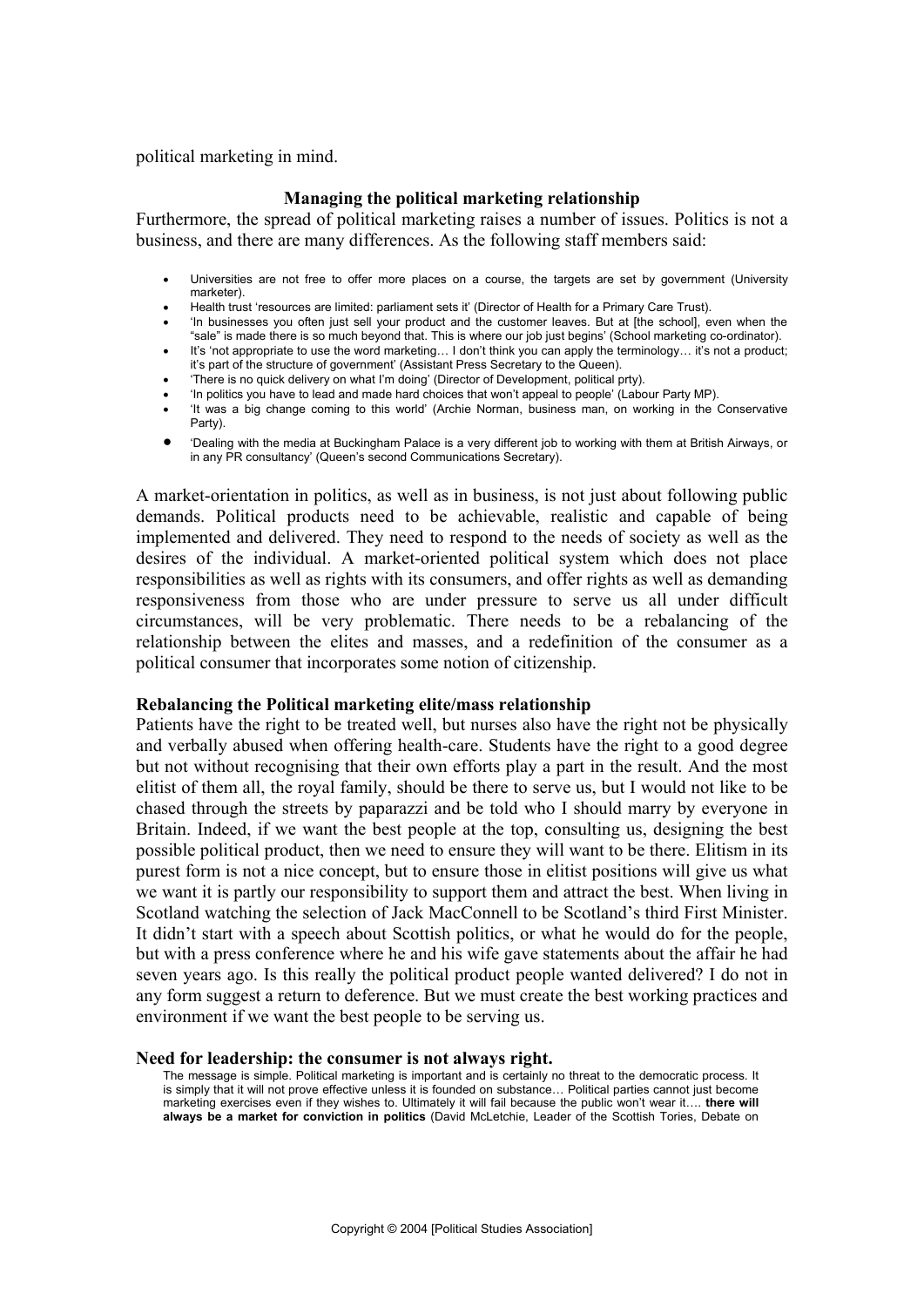political marketing in mind.

## Managing the political marketing relationship

Furthermore, the spread of political marketing raises a number of issues. Politics is not a business, and there are many differences. As the following staff members said:

- Universities are not free to offer more places on a course, the targets are set by government (University marketer).
- Health trust 'resources are limited: parliament sets it' (Director of Health for a Primary Care Trust).
- 'In businesses you often just sell your product and the customer leaves. But at [the school], even when the "sale" is made there is so much beyond that. This is where our job just begins' (School marketing co-ordinator).
- It's 'not appropriate to use the word marketing… I don't think you can apply the terminology… it's not a product; it's part of the structure of government' (Assistant Press Secretary to the Queen).
- 'There is no quick delivery on what I'm doing' (Director of Development, political prty).
- 'In politics you have to lead and made hard choices that won't appeal to people' (Labour Party MP).
- 'It was a big change coming to this world' (Archie Norman, business man, on working in the Conservative Party).
- 'Dealing with the media at Buckingham Palace is a very different job to working with them at British Airways, or in any PR consultancy' (Queen's second Communications Secretary).

A market-orientation in politics, as well as in business, is not just about following public demands. Political products need to be achievable, realistic and capable of being implemented and delivered. They need to respond to the needs of society as well as the desires of the individual. A market-oriented political system which does not place responsibilities as well as rights with its consumers, and offer rights as well as demanding responsiveness from those who are under pressure to serve us all under difficult circumstances, will be very problematic. There needs to be a rebalancing of the relationship between the elites and masses, and a redefinition of the consumer as a political consumer that incorporates some notion of citizenship.

### Rebalancing the Political marketing elite/mass relationship

Patients have the right to be treated well, but nurses also have the right not be physically and verbally abused when offering health-care. Students have the right to a good degree but not without recognising that their own efforts play a part in the result. And the most elitist of them all, the royal family, should be there to serve us, but I would not like to be chased through the streets by paparazzi and be told who I should marry by everyone in Britain. Indeed, if we want the best people at the top, consulting us, designing the best possible political product, then we need to ensure they will want to be there. Elitism in its purest form is not a nice concept, but to ensure those in elitist positions will give us what we want it is partly our responsibility to support them and attract the best. When living in Scotland watching the selection of Jack MacConnell to be Scotland's third First Minister. It didn't start with a speech about Scottish politics, or what he would do for the people, but with a press conference where he and his wife gave statements about the affair he had seven years ago. Is this really the political product people wanted delivered? I do not in any form suggest a return to deference. But we must create the best working practices and environment if we want the best people to be serving us.

### Need for leadership: the consumer is not always right.

> The message is simple. Political marketing is important and is certainly no threat to the democratic process. It is simply that it will not prove effective unless it is founded on substance… Political parties cannot just become marketing exercises even if they wishes to. Ultimately it will fail because the public won't wear it…. **there will always be a market for conviction in politics** (David McLetchie, Leader of the Scottish Tories, Debate on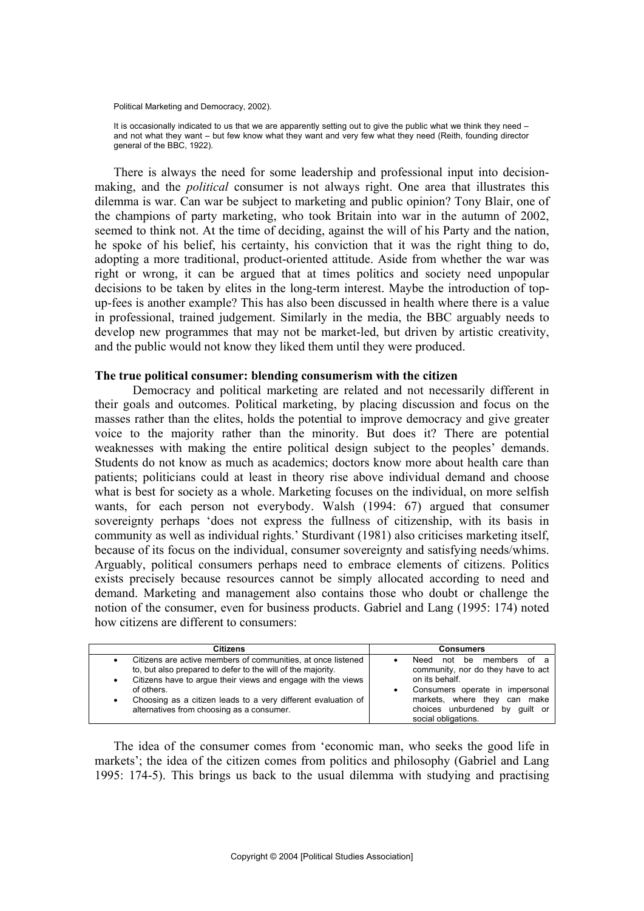Political Marketing and Democracy, 2002).

It is occasionally indicated to us that we are apparently setting out to give the public what we think they need – and not what they want – but few know what they want and very few what they need (Reith, founding director general of the BBC, 1922).

There is always the need for some leadership and professional input into decision-making, and the *political* consumer is not always right. One area that illustrates this dilemma is war. Can war be subject to marketing and public opinion? Tony Blair, one of the champions of party marketing, who took Britain into war in the autumn of 2002, seemed to think not. At the time of deciding, against the will of his Party and the nation, he spoke of his belief, his certainty, his conviction that it was the right thing to do, adopting a more traditional, product-oriented attitude. Aside from whether the war was right or wrong, it can be argued that at times politics and society need unpopular decisions to be taken by elites in the long-term interest. Maybe the introduction of top-up-fees is another example? This has also been discussed in health where there is a value in professional, trained judgement. Similarly in the media, the BBC arguably needs to develop new programmes that may not be market-led, but driven by artistic creativity, and the public would not know they liked them until they were produced.

**The true political consumer: blending consumerism with the citizen**

Democracy and political marketing are related and not necessarily different in their goals and outcomes. Political marketing, by placing discussion and focus on the masses rather than the elites, holds the potential to improve democracy and give greater voice to the majority rather than the minority. But does it? There are potential weaknesses with making the entire political design subject to the peoples' demands. Students do not know as much as academics; doctors know more about health care than patients; politicians could at least in theory rise above individual demand and choose what is best for society as a whole. Marketing focuses on the individual, on more selfish wants, for each person not everybody. Walsh (1994: 67) argued that consumer sovereignty perhaps 'does not express the fullness of citizenship, with its basis in community as well as individual rights.' Sturdivant (1981) also criticises marketing itself, because of its focus on the individual, consumer sovereignty and satisfying needs/whims. Arguably, political consumers perhaps need to embrace elements of citizens. Politics exists precisely because resources cannot be simply allocated according to need and demand. Marketing and management also contains those who doubt or challenge the notion of the consumer, even for business products. Gabriel and Lang (1995: 174) noted how citizens are different to consumers:

| Citizens | Consumers |
|---|---|
| • Citizens are active members of communities, at once listened to, but also prepared to defer to the will of the majority.<br>• Citizens have to argue their views and engage with the views of others.<br>• Choosing as a citizen leads to a very different evaluation of alternatives from choosing as a consumer. | • Need not be members of a community, nor do they have to act on its behalf.<br>• Consumers operate in impersonal markets, where they can make choices unburdened by guilt or social obligations. |

The idea of the consumer comes from 'economic man, who seeks the good life in markets'; the idea of the citizen comes from politics and philosophy (Gabriel and Lang 1995: 174-5). This brings us back to the usual dilemma with studying and practising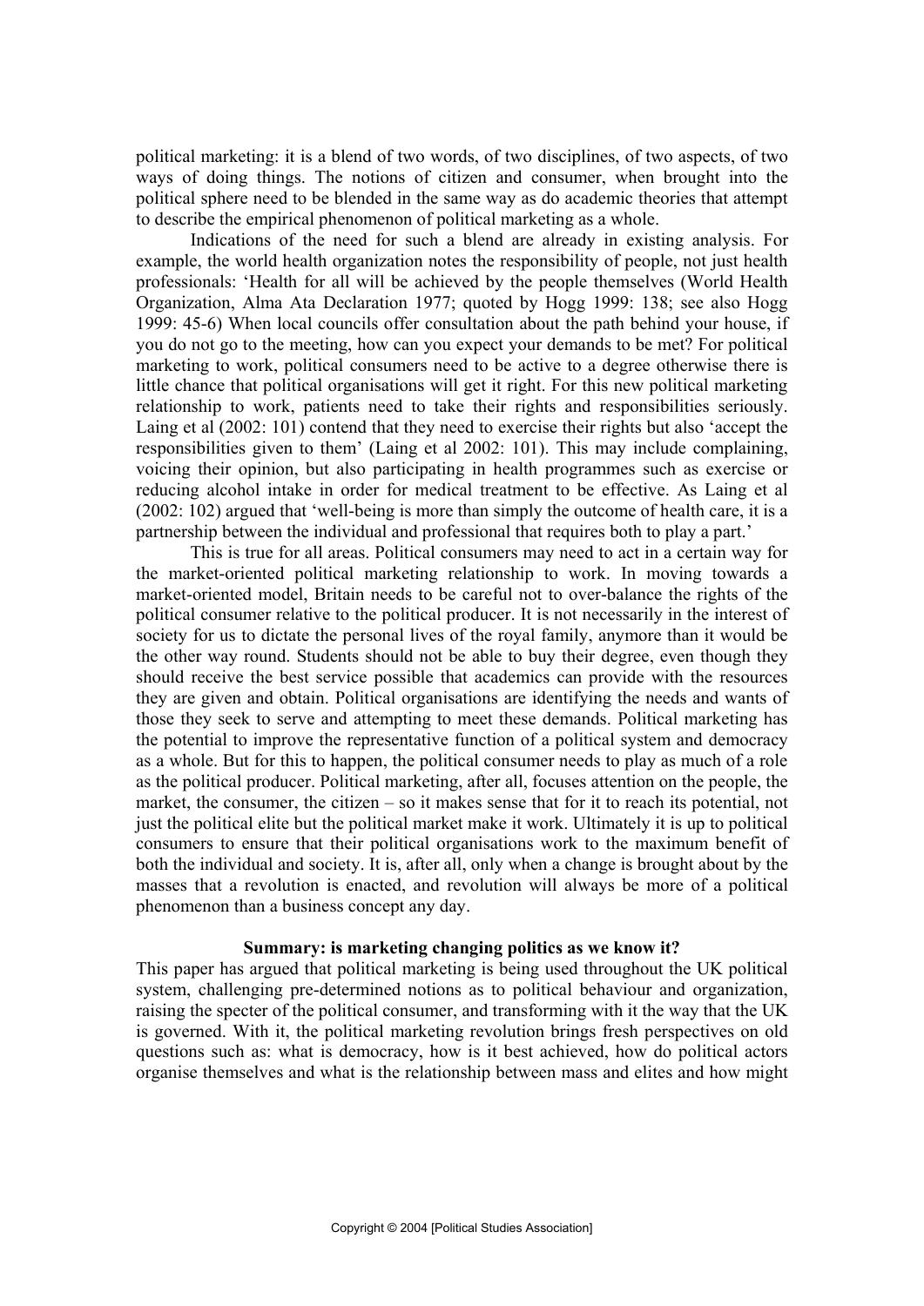political marketing: it is a blend of two words, of two disciplines, of two aspects, of two ways of doing things. The notions of citizen and consumer, when brought into the political sphere need to be blended in the same way as do academic theories that attempt to describe the empirical phenomenon of political marketing as a whole.

Indications of the need for such a blend are already in existing analysis. For example, the world health organization notes the responsibility of people, not just health professionals: 'Health for all will be achieved by the people themselves (World Health Organization, Alma Ata Declaration 1977; quoted by Hogg 1999: 138; see also Hogg 1999: 45-6) When local councils offer consultation about the path behind your house, if you do not go to the meeting, how can you expect your demands to be met? For political marketing to work, political consumers need to be active to a degree otherwise there is little chance that political organisations will get it right. For this new political marketing relationship to work, patients need to take their rights and responsibilities seriously. Laing et al (2002: 101) contend that they need to exercise their rights but also 'accept the responsibilities given to them' (Laing et al 2002: 101). This may include complaining, voicing their opinion, but also participating in health programmes such as exercise or reducing alcohol intake in order for medical treatment to be effective. As Laing et al (2002: 102) argued that 'well-being is more than simply the outcome of health care, it is a partnership between the individual and professional that requires both to play a part.'

This is true for all areas. Political consumers may need to act in a certain way for the market-oriented political marketing relationship to work. In moving towards a market-oriented model, Britain needs to be careful not to over-balance the rights of the political consumer relative to the political producer. It is not necessarily in the interest of society for us to dictate the personal lives of the royal family, anymore than it would be the other way round. Students should not be able to buy their degree, even though they should receive the best service possible that academics can provide with the resources they are given and obtain. Political organisations are identifying the needs and wants of those they seek to serve and attempting to meet these demands. Political marketing has the potential to improve the representative function of a political system and democracy as a whole. But for this to happen, the political consumer needs to play as much of a role as the political producer. Political marketing, after all, focuses attention on the people, the market, the consumer, the citizen – so it makes sense that for it to reach its potential, not just the political elite but the political market make it work. Ultimately it is up to political consumers to ensure that their political organisations work to the maximum benefit of both the individual and society. It is, after all, only when a change is brought about by the masses that a revolution is enacted, and revolution will always be more of a political phenomenon than a business concept any day.

## Summary: is marketing changing politics as we know it?

This paper has argued that political marketing is being used throughout the UK political system, challenging pre-determined notions as to political behaviour and organization, raising the specter of the political consumer, and transforming with it the way that the UK is governed. With it, the political marketing revolution brings fresh perspectives on old questions such as: what is democracy, how is it best achieved, how do political actors organise themselves and what is the relationship between mass and elites and how might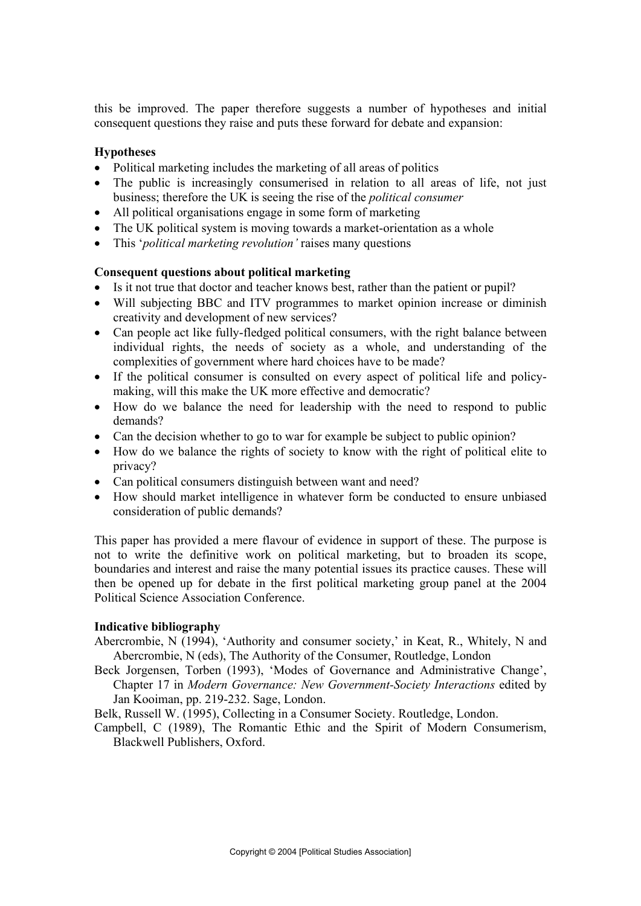this be improved. The paper therefore suggests a number of hypotheses and initial consequent questions they raise and puts these forward for debate and expansion:

**Hypotheses**

- Political marketing includes the marketing of all areas of politics
- The public is increasingly consumerised in relation to all areas of life, not just business; therefore the UK is seeing the rise of the *political consumer*
- All political organisations engage in some form of marketing
- The UK political system is moving towards a market-orientation as a whole
- This '*political marketing revolution'* raises many questions

**Consequent questions about political marketing**

- Is it not true that doctor and teacher knows best, rather than the patient or pupil?
- Will subjecting BBC and ITV programmes to market opinion increase or diminish creativity and development of new services?
- Can people act like fully-fledged political consumers, with the right balance between individual rights, the needs of society as a whole, and understanding of the complexities of government where hard choices have to be made?
- If the political consumer is consulted on every aspect of political life and policy-making, will this make the UK more effective and democratic?
- How do we balance the need for leadership with the need to respond to public demands?
- Can the decision whether to go to war for example be subject to public opinion?
- How do we balance the rights of society to know with the right of political elite to privacy?
- Can political consumers distinguish between want and need?
- How should market intelligence in whatever form be conducted to ensure unbiased consideration of public demands?

This paper has provided a mere flavour of evidence in support of these. The purpose is not to write the definitive work on political marketing, but to broaden its scope, boundaries and interest and raise the many potential issues its practice causes. These will then be opened up for debate in the first political marketing group panel at the 2004 Political Science Association Conference.

**Indicative bibliography**

Abercrombie, N (1994), 'Authority and consumer society,' in Keat, R., Whitely, N and Abercrombie, N (eds), The Authority of the Consumer, Routledge, London

Beck Jorgensen, Torben (1993), 'Modes of Governance and Administrative Change', Chapter 17 in *Modern Governance: New Government-Society Interactions* edited by Jan Kooiman, pp. 219-232. Sage, London.

Belk, Russell W. (1995), Collecting in a Consumer Society. Routledge, London.

Campbell, C (1989), The Romantic Ethic and the Spirit of Modern Consumerism, Blackwell Publishers, Oxford.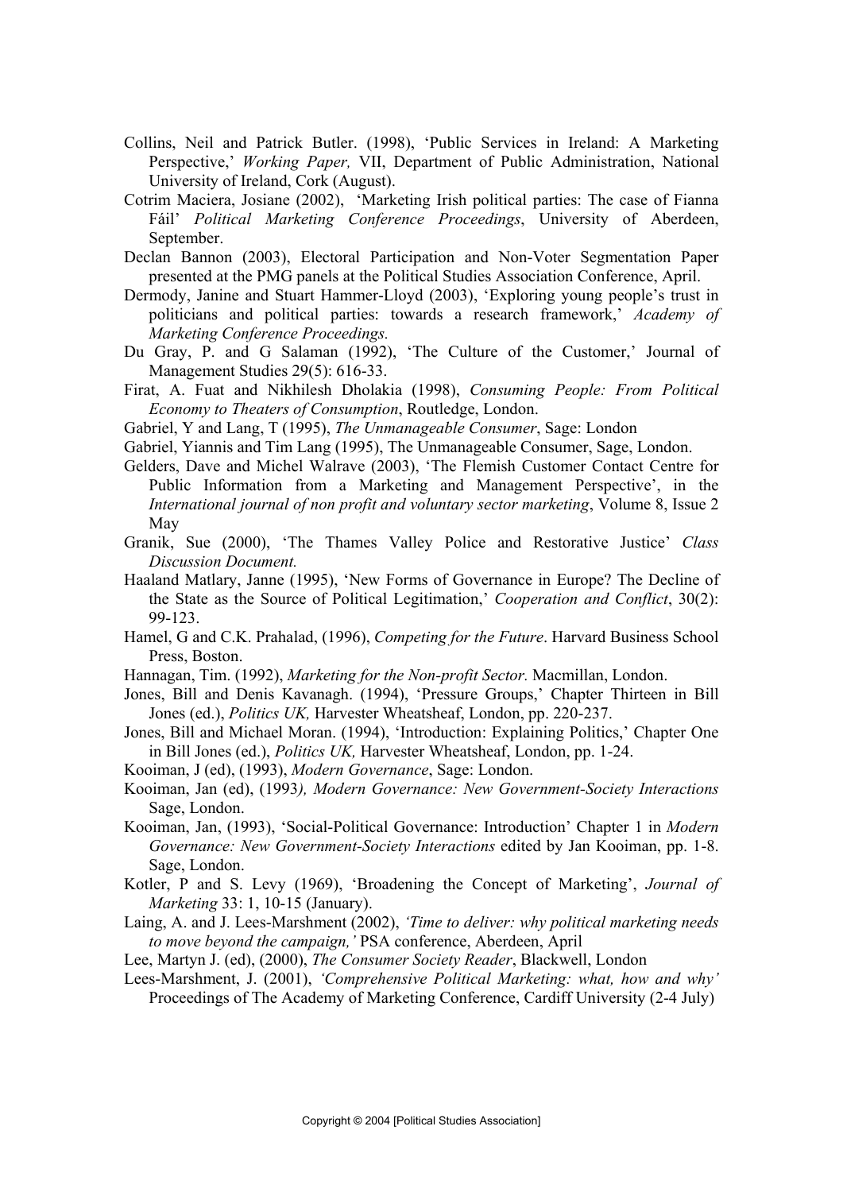Collins, Neil and Patrick Butler. (1998), 'Public Services in Ireland: A Marketing Perspective,' *Working Paper,* VII, Department of Public Administration, National University of Ireland, Cork (August).

Cotrim Maciera, Josiane (2002), 'Marketing Irish political parties: The case of Fianna Fáil' *Political Marketing Conference Proceedings*, University of Aberdeen, September.

Declan Bannon (2003), Electoral Participation and Non-Voter Segmentation Paper presented at the PMG panels at the Political Studies Association Conference, April.

Dermody, Janine and Stuart Hammer-Lloyd (2003), 'Exploring young people's trust in politicians and political parties: towards a research framework,' *Academy of Marketing Conference Proceedings.*

Du Gray, P. and G Salaman (1992), 'The Culture of the Customer,' Journal of Management Studies 29(5): 616-33.

Firat, A. Fuat and Nikhilesh Dholakia (1998), *Consuming People: From Political Economy to Theaters of Consumption*, Routledge, London.

Gabriel, Y and Lang, T (1995), *The Unmanageable Consumer*, Sage: London

Gabriel, Yiannis and Tim Lang (1995), The Unmanageable Consumer, Sage, London.

Gelders, Dave and Michel Walrave (2003), 'The Flemish Customer Contact Centre for Public Information from a Marketing and Management Perspective', in the *International journal of non profit and voluntary sector marketing*, Volume 8, Issue 2 May

Granik, Sue (2000), 'The Thames Valley Police and Restorative Justice' *Class Discussion Document.*

Haaland Matlary, Janne (1995), 'New Forms of Governance in Europe? The Decline of the State as the Source of Political Legitimation,' *Cooperation and Conflict*, 30(2): 99-123.

Hamel, G and C.K. Prahalad, (1996), *Competing for the Future*. Harvard Business School Press, Boston.

Hannagan, Tim. (1992), *Marketing for the Non-profit Sector.* Macmillan, London.

Jones, Bill and Denis Kavanagh. (1994), 'Pressure Groups,' Chapter Thirteen in Bill Jones (ed.), *Politics UK,* Harvester Wheatsheaf, London, pp. 220-237.

Jones, Bill and Michael Moran. (1994), 'Introduction: Explaining Politics,' Chapter One in Bill Jones (ed.), *Politics UK,* Harvester Wheatsheaf, London, pp. 1-24.

Kooiman, J (ed), (1993), *Modern Governance*, Sage: London.

Kooiman, Jan (ed), (1993*), Modern Governance: New Government-Society Interactions* Sage, London.

Kooiman, Jan, (1993), 'Social-Political Governance: Introduction' Chapter 1 in *Modern Governance: New Government-Society Interactions* edited by Jan Kooiman, pp. 1-8. Sage, London.

Kotler, P and S. Levy (1969), 'Broadening the Concept of Marketing', *Journal of Marketing* 33: 1, 10-15 (January).

Laing, A. and J. Lees-Marshment (2002), *'Time to deliver: why political marketing needs to move beyond the campaign,'* PSA conference, Aberdeen, April

Lee, Martyn J. (ed), (2000), *The Consumer Society Reader*, Blackwell, London

Lees-Marshment, J. (2001), *'Comprehensive Political Marketing: what, how and why'* Proceedings of The Academy of Marketing Conference, Cardiff University (2-4 July)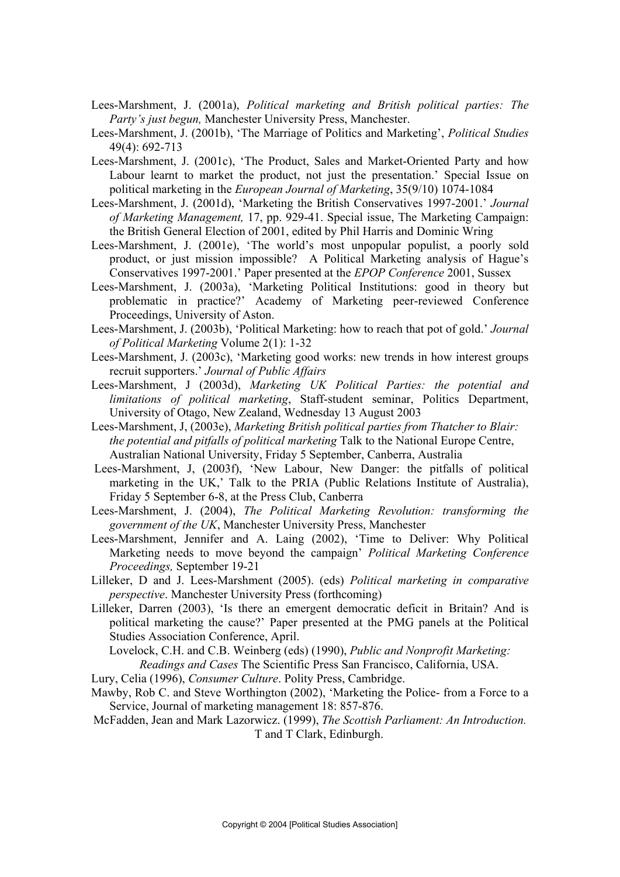Lees-Marshment, J. (2001a), *Political marketing and British political parties: The Party's just begun,* Manchester University Press, Manchester.

Lees-Marshment, J. (2001b), 'The Marriage of Politics and Marketing', *Political Studies* 49(4): 692-713

Lees-Marshment, J. (2001c), 'The Product, Sales and Market-Oriented Party and how Labour learnt to market the product, not just the presentation.' Special Issue on political marketing in the *European Journal of Marketing*, 35(9/10) 1074-1084

Lees-Marshment, J. (2001d), 'Marketing the British Conservatives 1997-2001.' *Journal of Marketing Management,* 17, pp. 929-41. Special issue, The Marketing Campaign: the British General Election of 2001, edited by Phil Harris and Dominic Wring

Lees-Marshment, J. (2001e), 'The world's most unpopular populist, a poorly sold product, or just mission impossible? A Political Marketing analysis of Hague's Conservatives 1997-2001.' Paper presented at the *EPOP Conference* 2001, Sussex

Lees-Marshment, J. (2003a), 'Marketing Political Institutions: good in theory but problematic in practice?' Academy of Marketing peer-reviewed Conference Proceedings, University of Aston.

Lees-Marshment, J. (2003b), 'Political Marketing: how to reach that pot of gold.' *Journal of Political Marketing* Volume 2(1): 1-32

Lees-Marshment, J. (2003c), 'Marketing good works: new trends in how interest groups recruit supporters.' *Journal of Public Affairs*

Lees-Marshment, J (2003d), *Marketing UK Political Parties: the potential and limitations of political marketing*, Staff-student seminar, Politics Department, University of Otago, New Zealand, Wednesday 13 August 2003

Lees-Marshment, J, (2003e), *Marketing British political parties from Thatcher to Blair: the potential and pitfalls of political marketing* Talk to the National Europe Centre, Australian National University, Friday 5 September, Canberra, Australia

Lees-Marshment, J, (2003f), 'New Labour, New Danger: the pitfalls of political marketing in the UK,' Talk to the PRIA (Public Relations Institute of Australia), Friday 5 September 6-8, at the Press Club, Canberra

Lees-Marshment, J. (2004), *The Political Marketing Revolution: transforming the government of the UK*, Manchester University Press, Manchester

Lees-Marshment, Jennifer and A. Laing (2002), 'Time to Deliver: Why Political Marketing needs to move beyond the campaign' *Political Marketing Conference Proceedings,* September 19-21

Lilleker, D and J. Lees-Marshment (2005). (eds) *Political marketing in comparative perspective*. Manchester University Press (forthcoming)

Lilleker, Darren (2003), 'Is there an emergent democratic deficit in Britain? And is political marketing the cause?' Paper presented at the PMG panels at the Political Studies Association Conference, April.

Lovelock, C.H. and C.B. Weinberg (eds) (1990), *Public and Nonprofit Marketing: Readings and Cases* The Scientific Press San Francisco, California, USA.

Lury, Celia (1996), *Consumer Culture*. Polity Press, Cambridge.

Mawby, Rob C. and Steve Worthington (2002), 'Marketing the Police- from a Force to a Service, Journal of marketing management 18: 857-876.

McFadden, Jean and Mark Lazorwicz. (1999), *The Scottish Parliament: An Introduction.* T and T Clark, Edinburgh.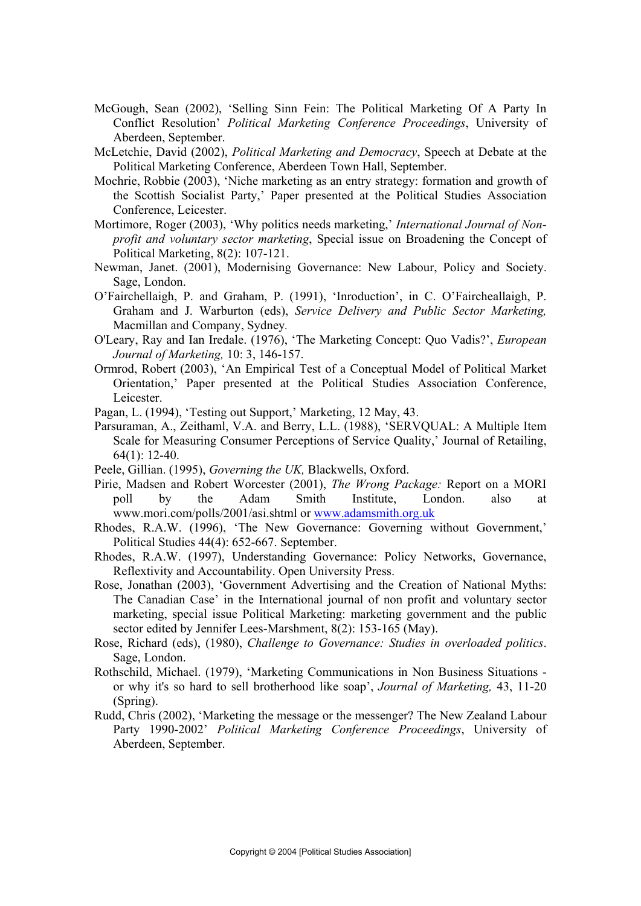McGough, Sean (2002), 'Selling Sinn Fein: The Political Marketing Of A Party In Conflict Resolution' *Political Marketing Conference Proceedings*, University of Aberdeen, September.

McLetchie, David (2002), *Political Marketing and Democracy*, Speech at Debate at the Political Marketing Conference, Aberdeen Town Hall, September.

Mochrie, Robbie (2003), 'Niche marketing as an entry strategy: formation and growth of the Scottish Socialist Party,' Paper presented at the Political Studies Association Conference, Leicester.

Mortimore, Roger (2003), 'Why politics needs marketing,' *International Journal of Non-profit and voluntary sector marketing*, Special issue on Broadening the Concept of Political Marketing, 8(2): 107-121.

Newman, Janet. (2001), Modernising Governance: New Labour, Policy and Society. Sage, London.

O'Fairchellaigh, P. and Graham, P. (1991), 'Inroduction', in C. O'Faircheallaigh, P. Graham and J. Warburton (eds), *Service Delivery and Public Sector Marketing,* Macmillan and Company, Sydney.

O'Leary, Ray and Ian Iredale. (1976), 'The Marketing Concept: Quo Vadis?', *European Journal of Marketing,* 10: 3, 146-157.

Ormrod, Robert (2003), 'An Empirical Test of a Conceptual Model of Political Market Orientation,' Paper presented at the Political Studies Association Conference, Leicester.

Pagan, L. (1994), 'Testing out Support,' Marketing, 12 May, 43.

Parsuraman, A., Zeithaml, V.A. and Berry, L.L. (1988), 'SERVQUAL: A Multiple Item Scale for Measuring Consumer Perceptions of Service Quality,' Journal of Retailing, 64(1): 12-40.

Peele, Gillian. (1995), *Governing the UK,* Blackwells, Oxford.

Pirie, Madsen and Robert Worcester (2001), *The Wrong Package:* Report on a MORI poll by the Adam Smith Institute, London. also at www.mori.com/polls/2001/asi.shtml or www.adamsmith.org.uk

Rhodes, R.A.W. (1996), 'The New Governance: Governing without Government,' Political Studies 44(4): 652-667. September.

Rhodes, R.A.W. (1997), Understanding Governance: Policy Networks, Governance, Reflexivity and Accountability. Open University Press.

Rose, Jonathan (2003), 'Government Advertising and the Creation of National Myths: The Canadian Case' in the International journal of non profit and voluntary sector marketing, special issue Political Marketing: marketing government and the public sector edited by Jennifer Lees-Marshment, 8(2): 153-165 (May).

Rose, Richard (eds), (1980), *Challenge to Governance: Studies in overloaded politics*. Sage, London.

Rothschild, Michael. (1979), 'Marketing Communications in Non Business Situations - or why it's so hard to sell brotherhood like soap', *Journal of Marketing,* 43, 11-20 (Spring).

Rudd, Chris (2002), 'Marketing the message or the messenger? The New Zealand Labour Party 1990-2002' *Political Marketing Conference Proceedings*, University of Aberdeen, September.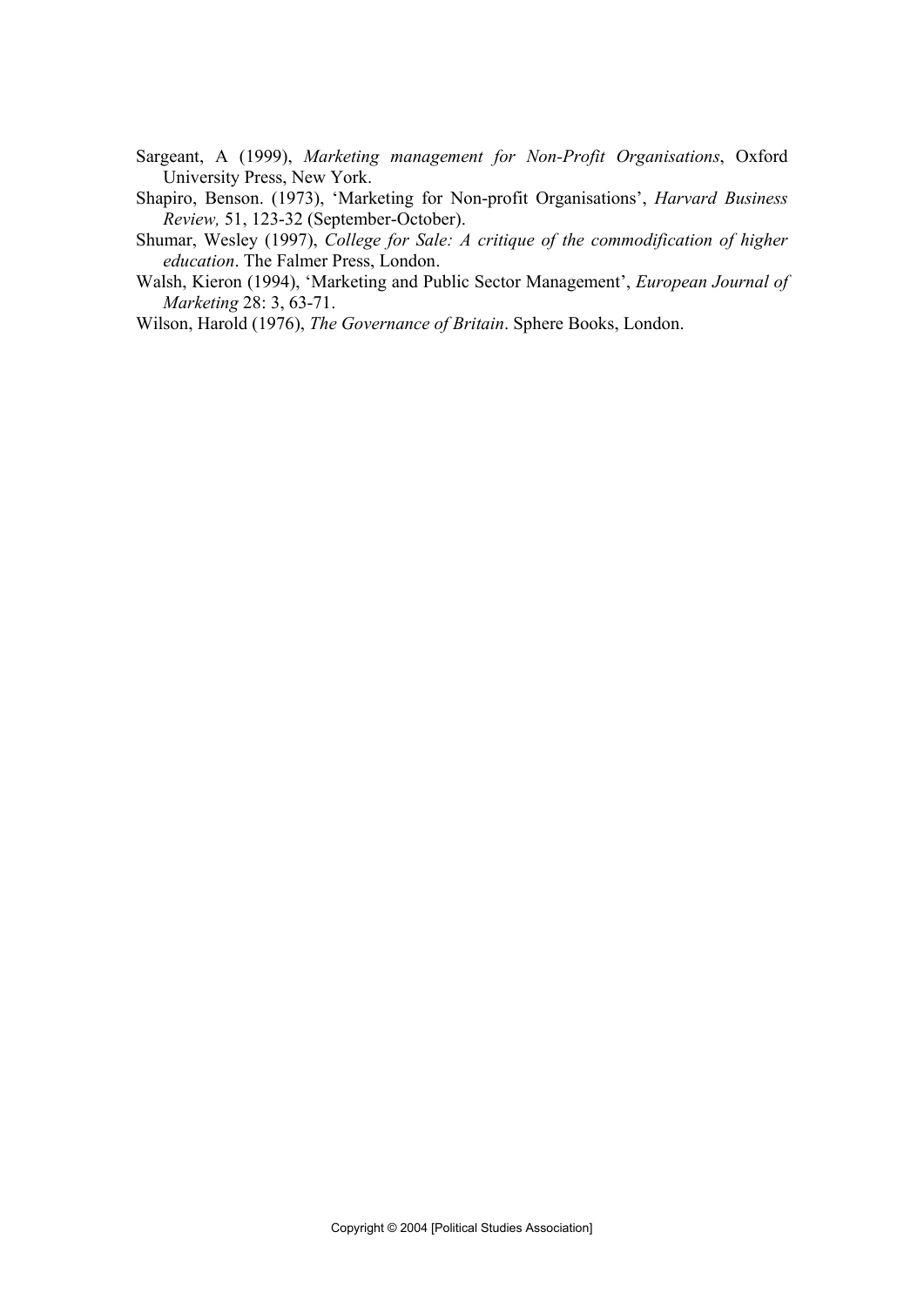Sargeant, A (1999), *Marketing management for Non-Profit Organisations*, Oxford University Press, New York.

Shapiro, Benson. (1973), 'Marketing for Non-profit Organisations', *Harvard Business Review,* 51, 123-32 (September-October).

Shumar, Wesley (1997), *College for Sale: A critique of the commodification of higher education*. The Falmer Press, London.

Walsh, Kieron (1994), 'Marketing and Public Sector Management', *European Journal of Marketing* 28: 3, 63-71.

Wilson, Harold (1976), *The Governance of Britain*. Sphere Books, London.

Copyright © 2004 [Political Studies Association]